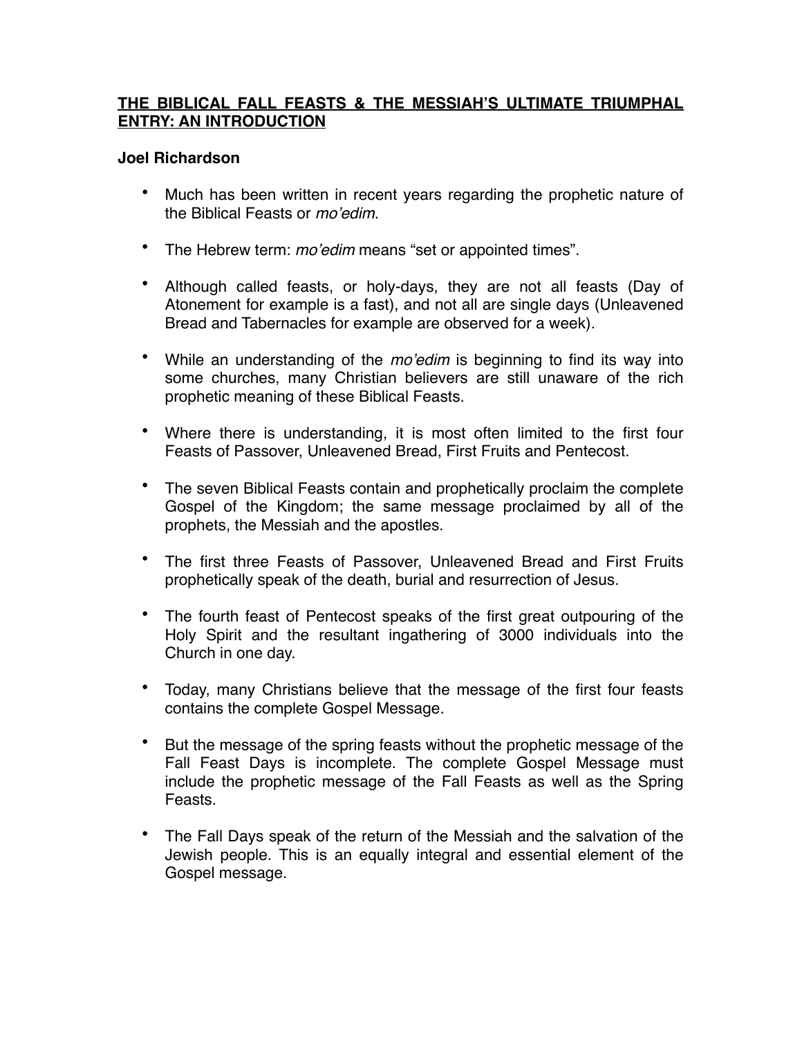# THE BIBLICAL FALL FEASTS & THE MESSIAH'S ULTIMATE TRIUMPHAL ENTRY: AN INTRODUCTION

**Joel Richardson**

- Much has been written in recent years regarding the prophetic nature of the Biblical Feasts or *mo'edim*.
- The Hebrew term: *mo'edim* means "set or appointed times".
- Although called feasts, or holy-days, they are not all feasts (Day of Atonement for example is a fast), and not all are single days (Unleavened Bread and Tabernacles for example are observed for a week).
- While an understanding of the *mo'edim* is beginning to find its way into some churches, many Christian believers are still unaware of the rich prophetic meaning of these Biblical Feasts.
- Where there is understanding, it is most often limited to the first four Feasts of Passover, Unleavened Bread, First Fruits and Pentecost.
- The seven Biblical Feasts contain and prophetically proclaim the complete Gospel of the Kingdom; the same message proclaimed by all of the prophets, the Messiah and the apostles.
- The first three Feasts of Passover, Unleavened Bread and First Fruits prophetically speak of the death, burial and resurrection of Jesus.
- The fourth feast of Pentecost speaks of the first great outpouring of the Holy Spirit and the resultant ingathering of 3000 individuals into the Church in one day.
- Today, many Christians believe that the message of the first four feasts contains the complete Gospel Message.
- But the message of the spring feasts without the prophetic message of the Fall Feast Days is incomplete. The complete Gospel Message must include the prophetic message of the Fall Feasts as well as the Spring Feasts.
- The Fall Days speak of the return of the Messiah and the salvation of the Jewish people. This is an equally integral and essential element of the Gospel message.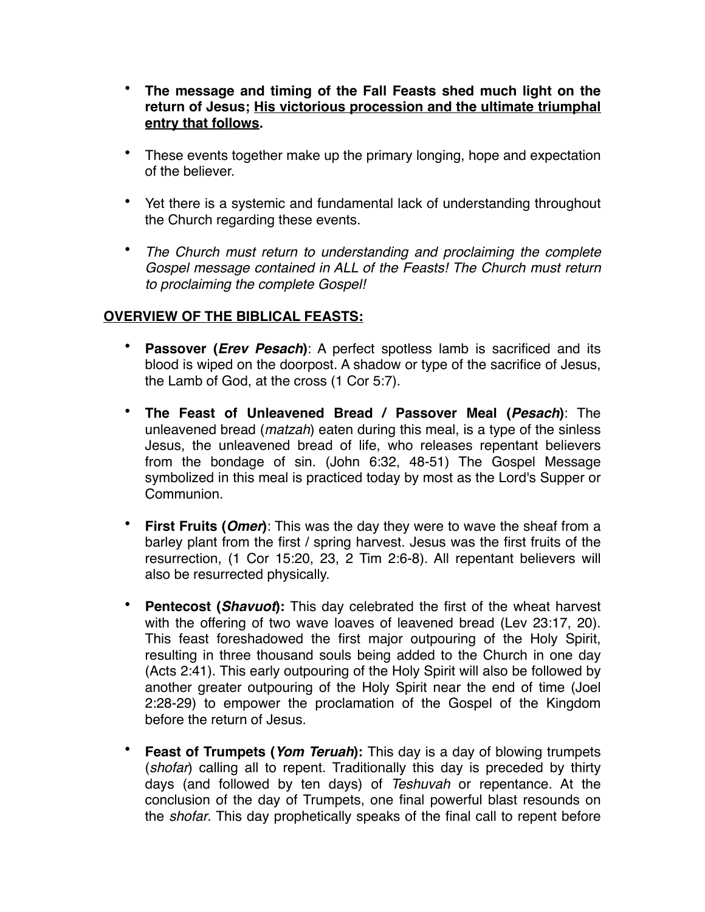- **The message and timing of the Fall Feasts shed much light on the return of Jesus; <u>His victorious procession and the ultimate triumphal entry that follows</u>.**

- These events together make up the primary longing, hope and expectation of the believer.

- Yet there is a systemic and fundamental lack of understanding throughout the Church regarding these events.

- *The Church must return to understanding and proclaiming the complete Gospel message contained in ALL of the Feasts! The Church must return to proclaiming the complete Gospel!*

## <u>OVERVIEW OF THE BIBLICAL FEASTS:</u>

- **Passover (*Erev Pesach*)**: A perfect spotless lamb is sacrificed and its blood is wiped on the doorpost. A shadow or type of the sacrifice of Jesus, the Lamb of God, at the cross (1 Cor 5:7).

- **The Feast of Unleavened Bread / Passover Meal (*Pesach*)**: The unleavened bread (*matzah*) eaten during this meal, is a type of the sinless Jesus, the unleavened bread of life, who releases repentant believers from the bondage of sin. (John 6:32, 48-51) The Gospel Message symbolized in this meal is practiced today by most as the Lord's Supper or Communion.

- **First Fruits (*Omer*)**: This was the day they were to wave the sheaf from a barley plant from the first / spring harvest. Jesus was the first fruits of the resurrection, (1 Cor 15:20, 23, 2 Tim 2:6-8). All repentant believers will also be resurrected physically.

- **Pentecost (*Shavuot*):** This day celebrated the first of the wheat harvest with the offering of two wave loaves of leavened bread (Lev 23:17, 20). This feast foreshadowed the first major outpouring of the Holy Spirit, resulting in three thousand souls being added to the Church in one day (Acts 2:41). This early outpouring of the Holy Spirit will also be followed by another greater outpouring of the Holy Spirit near the end of time (Joel 2:28-29) to empower the proclamation of the Gospel of the Kingdom before the return of Jesus.

- **Feast of Trumpets (*Yom Teruah*):** This day is a day of blowing trumpets (*shofar*) calling all to repent. Traditionally this day is preceded by thirty days (and followed by ten days) of *Teshuvah* or repentance. At the conclusion of the day of Trumpets, one final powerful blast resounds on the *shofar*. This day prophetically speaks of the final call to repent before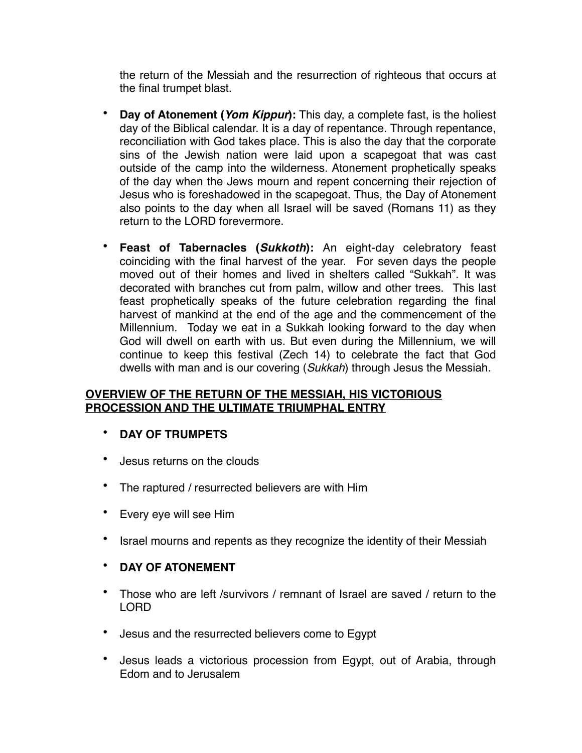the return of the Messiah and the resurrection of righteous that occurs at the final trumpet blast.

- **Day of Atonement (*Yom Kippur*):** This day, a complete fast, is the holiest day of the Biblical calendar. It is a day of repentance. Through repentance, reconciliation with God takes place. This is also the day that the corporate sins of the Jewish nation were laid upon a scapegoat that was cast outside of the camp into the wilderness. Atonement prophetically speaks of the day when the Jews mourn and repent concerning their rejection of Jesus who is foreshadowed in the scapegoat. Thus, the Day of Atonement also points to the day when all Israel will be saved (Romans 11) as they return to the LORD forevermore.

- **Feast of Tabernacles (*Sukkoth*):** An eight-day celebratory feast coinciding with the final harvest of the year. For seven days the people moved out of their homes and lived in shelters called "Sukkah". It was decorated with branches cut from palm, willow and other trees. This last feast prophetically speaks of the future celebration regarding the final harvest of mankind at the end of the age and the commencement of the Millennium. Today we eat in a Sukkah looking forward to the day when God will dwell on earth with us. But even during the Millennium, we will continue to keep this festival (Zech 14) to celebrate the fact that God dwells with man and is our covering (*Sukkah*) through Jesus the Messiah.

## OVERVIEW OF THE RETURN OF THE MESSIAH, HIS VICTORIOUS PROCESSION AND THE ULTIMATE TRIUMPHAL ENTRY

- **DAY OF TRUMPETS**
- Jesus returns on the clouds
- The raptured / resurrected believers are with Him
- Every eye will see Him
- Israel mourns and repents as they recognize the identity of their Messiah
- **DAY OF ATONEMENT**
- Those who are left /survivors / remnant of Israel are saved / return to the LORD
- Jesus and the resurrected believers come to Egypt
- Jesus leads a victorious procession from Egypt, out of Arabia, through Edom and to Jerusalem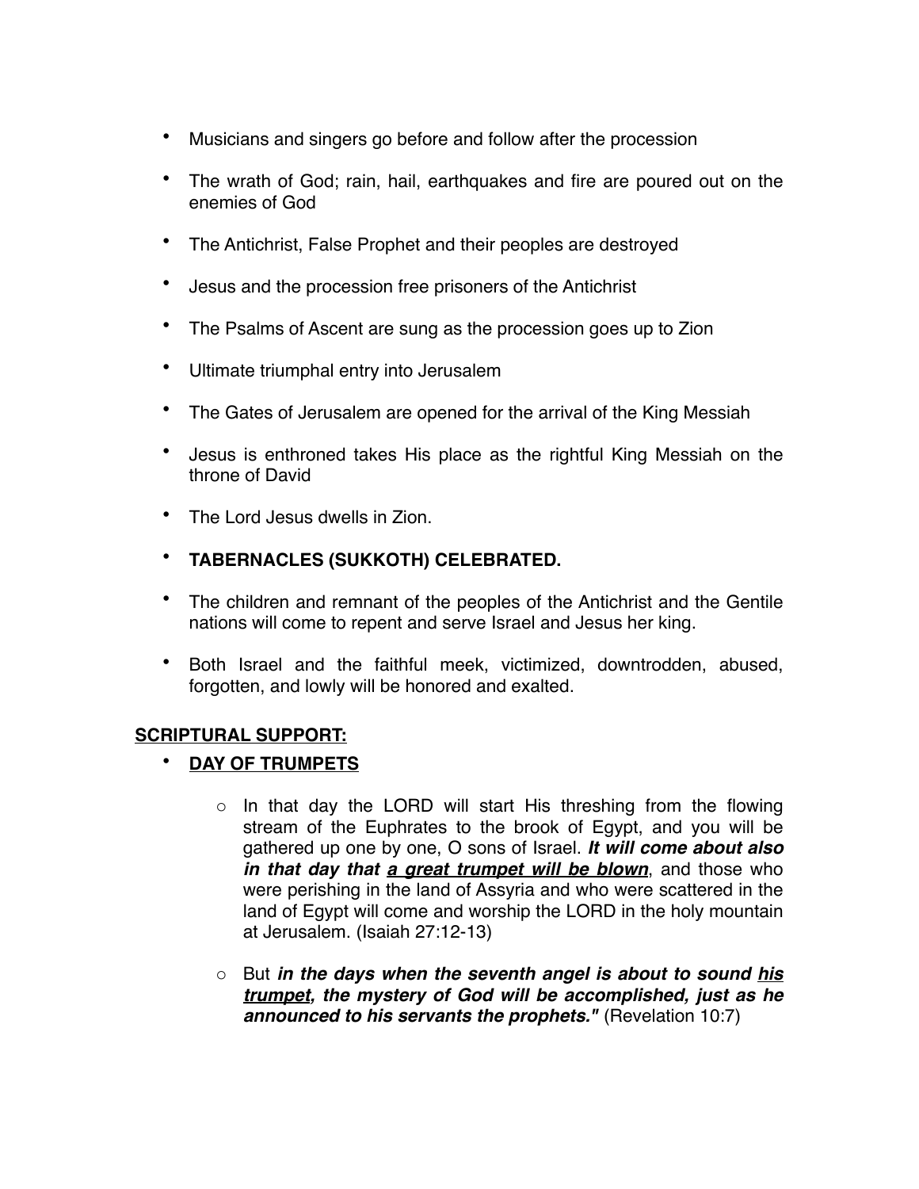- Musicians and singers go before and follow after the procession
- The wrath of God; rain, hail, earthquakes and fire are poured out on the enemies of God
- The Antichrist, False Prophet and their peoples are destroyed
- Jesus and the procession free prisoners of the Antichrist
- The Psalms of Ascent are sung as the procession goes up to Zion
- Ultimate triumphal entry into Jerusalem
- The Gates of Jerusalem are opened for the arrival of the King Messiah
- Jesus is enthroned takes His place as the rightful King Messiah on the throne of David
- The Lord Jesus dwells in Zion.
- **TABERNACLES (SUKKOTH) CELEBRATED.**
- The children and remnant of the peoples of the Antichrist and the Gentile nations will come to repent and serve Israel and Jesus her king.
- Both Israel and the faithful meek, victimized, downtrodden, abused, forgotten, and lowly will be honored and exalted.

**<u>SCRIPTURAL SUPPORT:</u>**

- **<u>DAY OF TRUMPETS</u>**
    - In that day the LORD will start His threshing from the flowing stream of the Euphrates to the brook of Egypt, and you will be gathered up one by one, O sons of Israel. ***It will come about also in that day that <u>a great trumpet will be blown</u>***, and those who were perishing in the land of Assyria and who were scattered in the land of Egypt will come and worship the LORD in the holy mountain at Jerusalem. (Isaiah 27:12-13)
    - But ***in the days when the seventh angel is about to sound <u>his trumpet</u>, the mystery of God will be accomplished, just as he announced to his servants the prophets."*** (Revelation 10:7)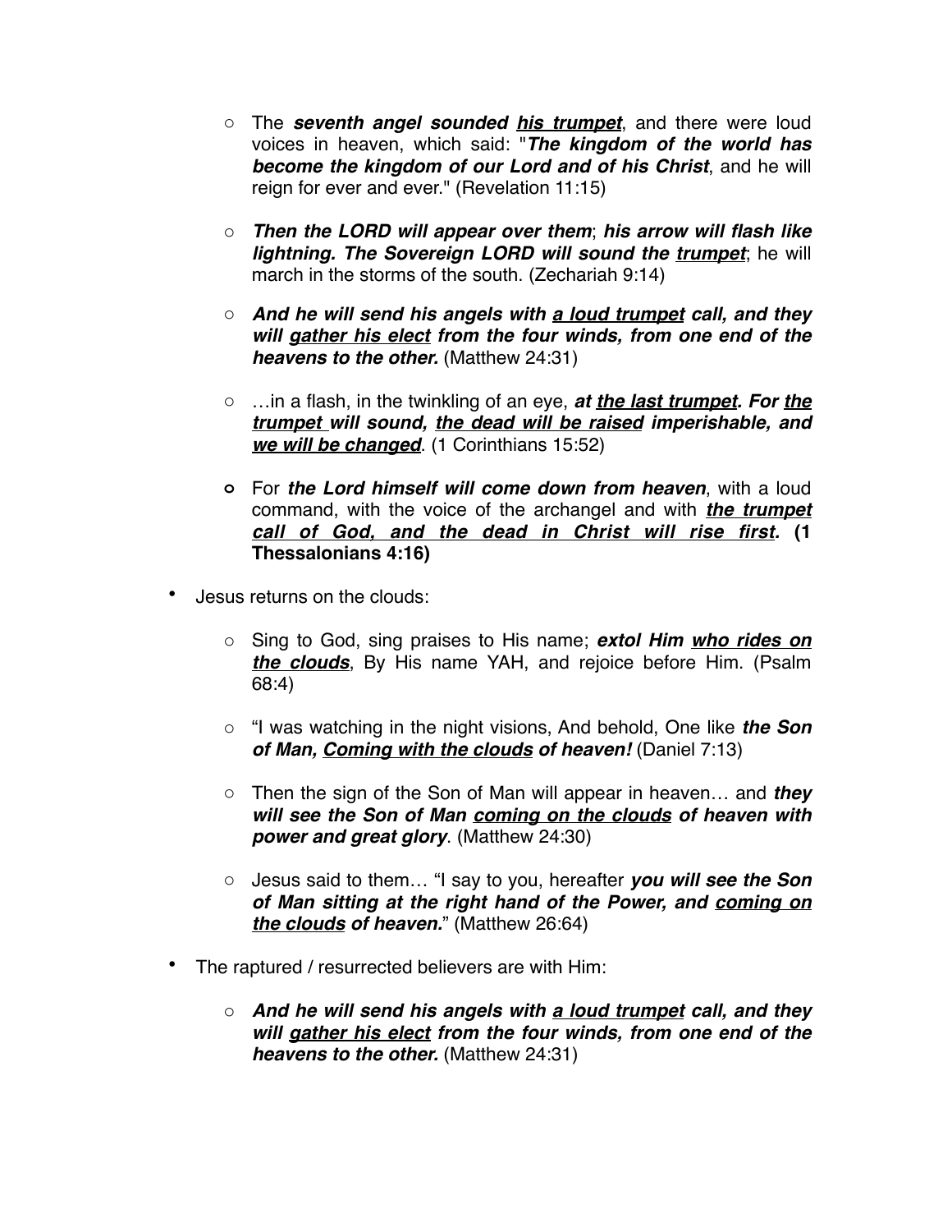- The ***seventh angel sounded <u>his trumpet</u>***, and there were loud voices in heaven, which said: "***The kingdom of the world has become the kingdom of our Lord and of his Christ***, and he will reign for ever and ever." (Revelation 11:15)

  - ***Then the LORD will appear over them***; ***his arrow will flash like lightning. The Sovereign LORD will sound the <u>trumpet</u>***; he will march in the storms of the south. (Zechariah 9:14)

  - ***And he will send his angels with <u>a loud trumpet</u> call, and they will <u>gather his elect</u> from the four winds, from one end of the heavens to the other.*** (Matthew 24:31)

  - …in a flash, in the twinkling of an eye, ***at <u>the last trumpet</u>. For <u>the trumpet</u> will sound, <u>the dead will be raised</u> imperishable, and <u>we will be changed</u>***. (1 Corinthians 15:52)

  - For ***the Lord himself will come down from heaven***, with a loud command, with the voice of the archangel and with ***<u>the trumpet call of God, and the dead in Christ will rise first</u>***. **(1 Thessalonians 4:16)**

- Jesus returns on the clouds:

  - Sing to God, sing praises to His name; ***extol Him <u>who rides on the clouds</u>***, By His name YAH, and rejoice before Him. (Psalm 68:4)

  - "I was watching in the night visions, And behold, One like ***the Son of Man, <u>Coming with the clouds</u> of heaven!*** (Daniel 7:13)

  - Then the sign of the Son of Man will appear in heaven… and ***they will see the Son of Man <u>coming on the clouds</u> of heaven with power and great glory***. (Matthew 24:30)

  - Jesus said to them… "I say to you, hereafter ***you will see the Son of Man sitting at the right hand of the Power, and <u>coming on the clouds</u> of heaven.***" (Matthew 26:64)

- The raptured / resurrected believers are with Him:

  - ***And he will send his angels with <u>a loud trumpet</u> call, and they will <u>gather his elect</u> from the four winds, from one end of the heavens to the other.*** (Matthew 24:31)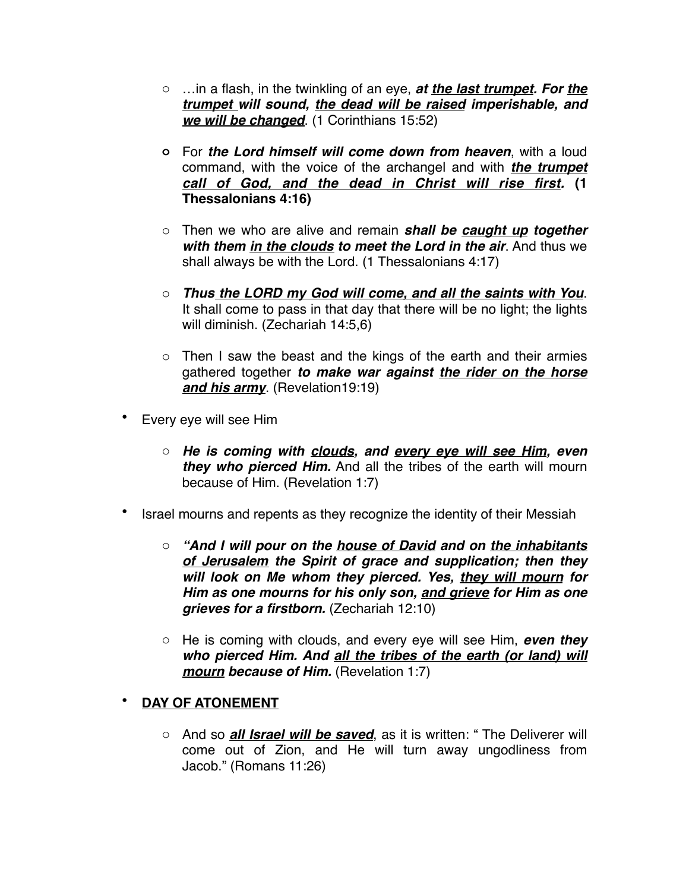- …in a flash, in the twinkling of an eye, ***at <u>the last trumpet</u>. For <u>the trumpet</u> will sound, <u>the dead will be raised</u> imperishable, and <u>we will be changed</u>***. (1 Corinthians 15:52)

- For ***the Lord himself will come down from heaven***, with a loud command, with the voice of the archangel and with ***<u>the trumpet call of God, and the dead in Christ will rise first</u>.*** **(1 Thessalonians 4:16)**

- Then we who are alive and remain ***shall be <u>caught up</u> together with them <u>in the clouds</u> to meet the Lord in the air***. And thus we shall always be with the Lord. (1 Thessalonians 4:17)

- ***Thus <u>the LORD my God will come, and all the saints with You</u>***. It shall come to pass in that day that there will be no light; the lights will diminish. (Zechariah 14:5,6)

- Then I saw the beast and the kings of the earth and their armies gathered together ***to make war against <u>the rider on the horse and his army</u>***. (Revelation19:19)

- Every eye will see Him
  - ***He is coming with <u>clouds</u>, and <u>every eye will see Him</u>, even they who pierced Him.*** And all the tribes of the earth will mourn because of Him. (Revelation 1:7)

- Israel mourns and repents as they recognize the identity of their Messiah
  - ***"And I will pour on the <u>house of David</u> and on <u>the inhabitants of Jerusalem</u> the Spirit of grace and supplication; then they will look on Me whom they pierced. Yes, <u>they will mourn</u> for Him as one mourns for his only son, <u>and grieve</u> for Him as one grieves for a firstborn.*** (Zechariah 12:10)
  - He is coming with clouds, and every eye will see Him, ***even they who pierced Him. And <u>all the tribes of the earth (or land) will mourn</u> because of Him.*** (Revelation 1:7)

- **<u>DAY OF ATONEMENT</u>**
  - And so ***<u>all Israel will be saved</u>***, as it is written: " The Deliverer will come out of Zion, and He will turn away ungodliness from Jacob." (Romans 11:26)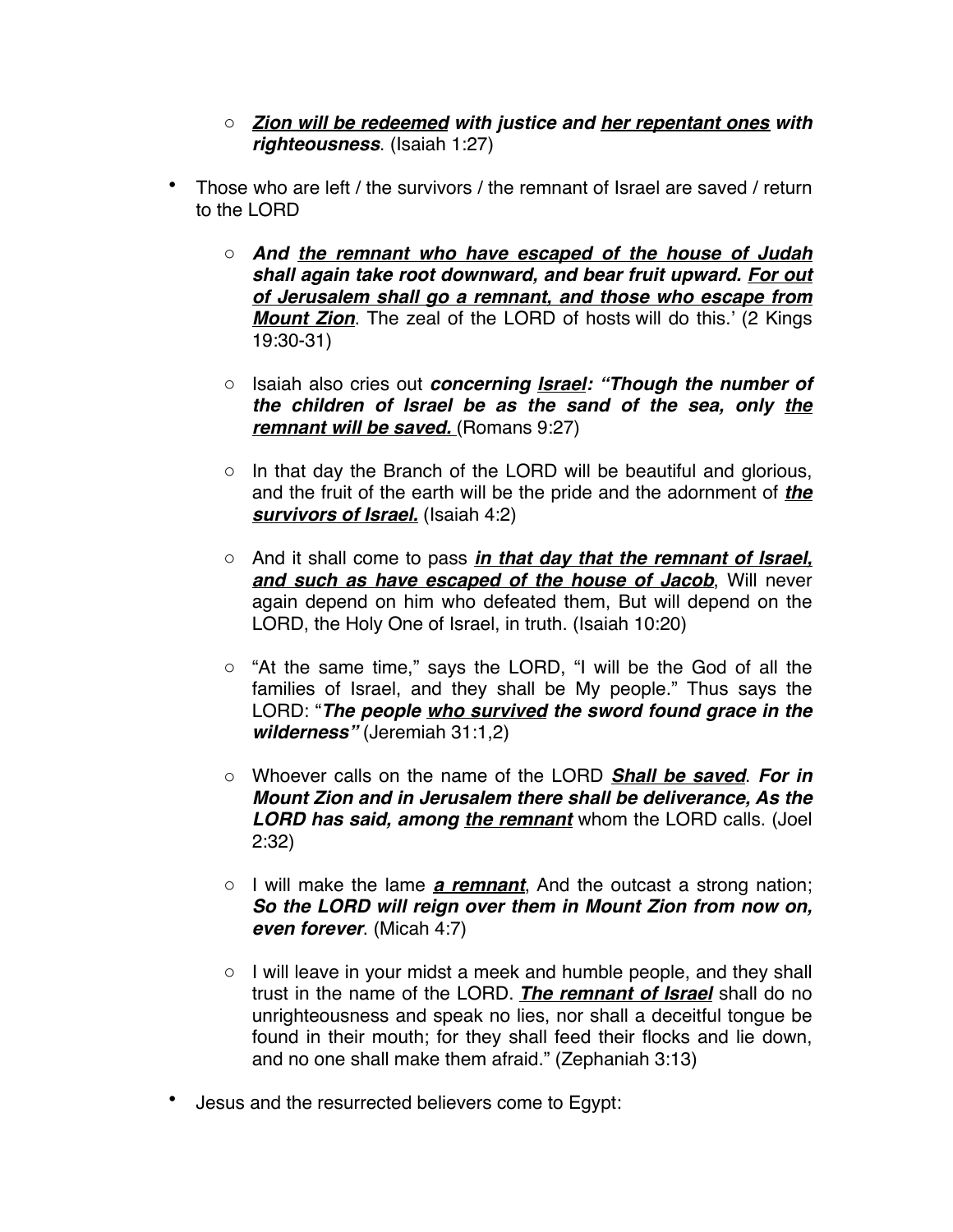- ***<u>Zion will be redeemed</u> with justice and <u>her repentant ones</u> with righteousness***. (Isaiah 1:27)

- Those who are left / the survivors / the remnant of Israel are saved / return to the LORD

  - ***And <u>the remnant who have escaped of the house of Judah shall again take root downward, and bear fruit upward.</u> <u>For out of Jerusalem shall go a remnant, and those who escape from Mount Zion</u>***. The zeal of the LORD of hosts will do this.' (2 Kings 19:30-31)

  - Isaiah also cries out ***concerning <u>Israel</u>: "Though the number of the children of Israel be as the sand of the sea, only <u>the remnant will be saved.</u>*** (Romans 9:27)

  - In that day the Branch of the LORD will be beautiful and glorious, and the fruit of the earth will be the pride and the adornment of ***<u>the survivors of Israel.</u>*** (Isaiah 4:2)

  - And it shall come to pass ***<u>in that day that the remnant of Israel, and such as have escaped of the house of Jacob</u>***, Will never again depend on him who defeated them, But will depend on the LORD, the Holy One of Israel, in truth. (Isaiah 10:20)

  - "At the same time," says the LORD, "I will be the God of all the families of Israel, and they shall be My people." Thus says the LORD: "***The people <u>who survived</u> the sword found grace in the wilderness"*** (Jeremiah 31:1,2)

  - Whoever calls on the name of the LORD ***<u>Shall be saved</u>***. ***For in Mount Zion and in Jerusalem there shall be deliverance, As the LORD has said, among <u>the remnant</u>*** whom the LORD calls. (Joel 2:32)

  - I will make the lame ***<u>a remnant</u>***, And the outcast a strong nation; ***So the LORD will reign over them in Mount Zion from now on, even forever***. (Micah 4:7)

  - I will leave in your midst a meek and humble people, and they shall trust in the name of the LORD. ***<u>The remnant of Israel</u>*** shall do no unrighteousness and speak no lies, nor shall a deceitful tongue be found in their mouth; for they shall feed their flocks and lie down, and no one shall make them afraid." (Zephaniah 3:13)

- Jesus and the resurrected believers come to Egypt: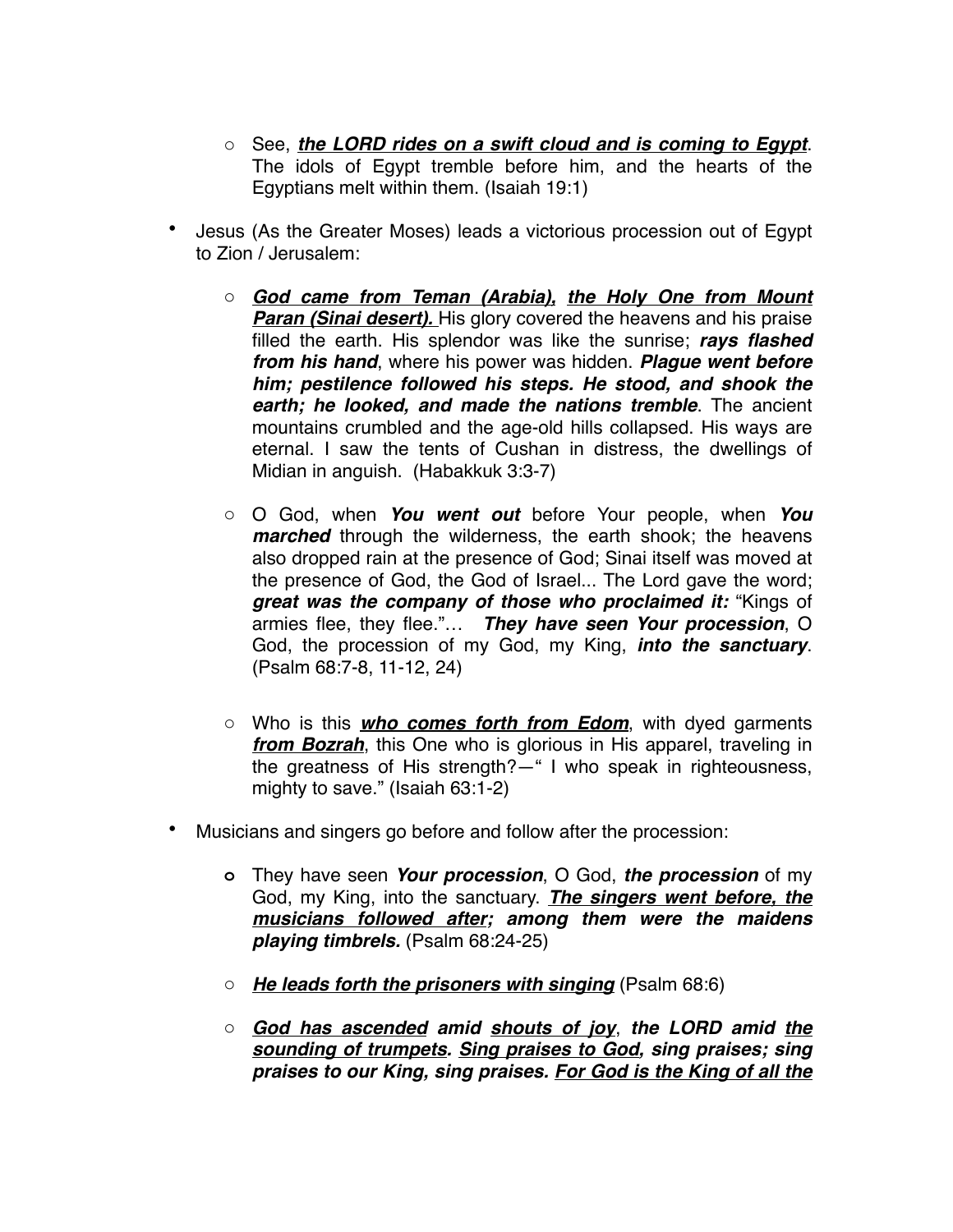- See, ***the LORD rides on a swift cloud and is coming to Egypt***. The idols of Egypt tremble before him, and the hearts of the Egyptians melt within them. (Isaiah 19:1)

- Jesus (As the Greater Moses) leads a victorious procession out of Egypt to Zion / Jerusalem:

  - ***God came from Teman (Arabia)***, ***the Holy One from Mount Paran (Sinai desert).*** His glory covered the heavens and his praise filled the earth. His splendor was like the sunrise; ***rays flashed from his hand***, where his power was hidden. ***Plague went before him; pestilence followed his steps. He stood, and shook the earth; he looked, and made the nations tremble***. The ancient mountains crumbled and the age-old hills collapsed. His ways are eternal. I saw the tents of Cushan in distress, the dwellings of Midian in anguish. (Habakkuk 3:3-7)

  - O God, when ***You went out*** before Your people, when ***You marched*** through the wilderness, the earth shook; the heavens also dropped rain at the presence of God; Sinai itself was moved at the presence of God, the God of Israel... The Lord gave the word; ***great was the company of those who proclaimed it:*** "Kings of armies flee, they flee."… ***They have seen Your procession***, O God, the procession of my God, my King, ***into the sanctuary***. (Psalm 68:7-8, 11-12, 24)

  - Who is this ***who comes forth from Edom***, with dyed garments ***from Bozrah***, this One who is glorious in His apparel, traveling in the greatness of His strength?— " I who speak in righteousness, mighty to save." (Isaiah 63:1-2)

- Musicians and singers go before and follow after the procession:

  - They have seen ***Your procession***, O God, ***the procession*** of my God, my King, into the sanctuary. ***The singers went before, the musicians followed after; among them were the maidens playing timbrels.*** (Psalm 68:24-25)

  - ***He leads forth the prisoners with singing*** (Psalm 68:6)

  - ***God has ascended amid shouts of joy, the LORD amid the sounding of trumpets. Sing praises to God, sing praises; sing praises to our King, sing praises. For God is the King of all the***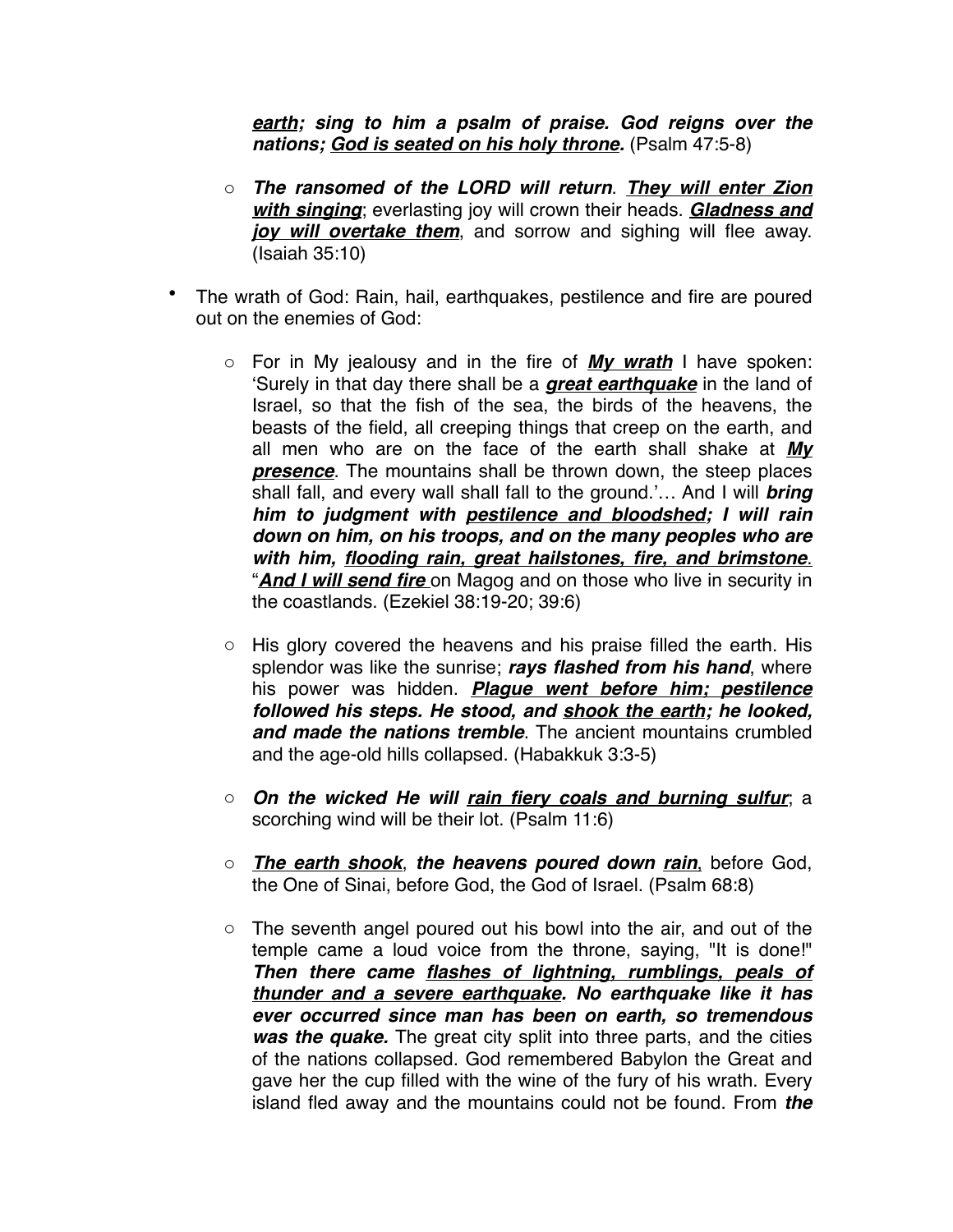***earth; sing to him a psalm of praise. God reigns over the nations; God is seated on his holy throne.*** (Psalm 47:5-8)

- ***The ransomed of the LORD will return***. ***They will enter Zion with singing***; everlasting joy will crown their heads. ***Gladness and joy will overtake them***, and sorrow and sighing will flee away. (Isaiah 35:10)

- The wrath of God: Rain, hail, earthquakes, pestilence and fire are poured out on the enemies of God:

  - For in My jealousy and in the fire of ***My wrath*** I have spoken: 'Surely in that day there shall be a ***great earthquake*** in the land of Israel, so that the fish of the sea, the birds of the heavens, the beasts of the field, all creeping things that creep on the earth, and all men who are on the face of the earth shall shake at ***My presence***. The mountains shall be thrown down, the steep places shall fall, and every wall shall fall to the ground.'… And I will ***bring him to judgment with pestilence and bloodshed; I will rain down on him, on his troops, and on the many peoples who are with him, flooding rain, great hailstones, fire, and brimstone***. "***And I will send fire*** on Magog and on those who live in security in the coastlands. (Ezekiel 38:19-20; 39:6)

  - His glory covered the heavens and his praise filled the earth. His splendor was like the sunrise; ***rays flashed from his hand***, where his power was hidden. ***Plague went before him; pestilence followed his steps. He stood, and shook the earth; he looked, and made the nations tremble***. The ancient mountains crumbled and the age-old hills collapsed. (Habakkuk 3:3-5)

  - ***On the wicked He will rain fiery coals and burning sulfur***; a scorching wind will be their lot. (Psalm 11:6)

  - ***The earth shook***, ***the heavens poured down rain***, before God, the One of Sinai, before God, the God of Israel. (Psalm 68:8)

  - The seventh angel poured out his bowl into the air, and out of the temple came a loud voice from the throne, saying, "It is done!" ***Then there came flashes of lightning, rumblings, peals of thunder and a severe earthquake. No earthquake like it has ever occurred since man has been on earth, so tremendous was the quake.*** The great city split into three parts, and the cities of the nations collapsed. God remembered Babylon the Great and gave her the cup filled with the wine of the fury of his wrath. Every island fled away and the mountains could not be found. From ***the***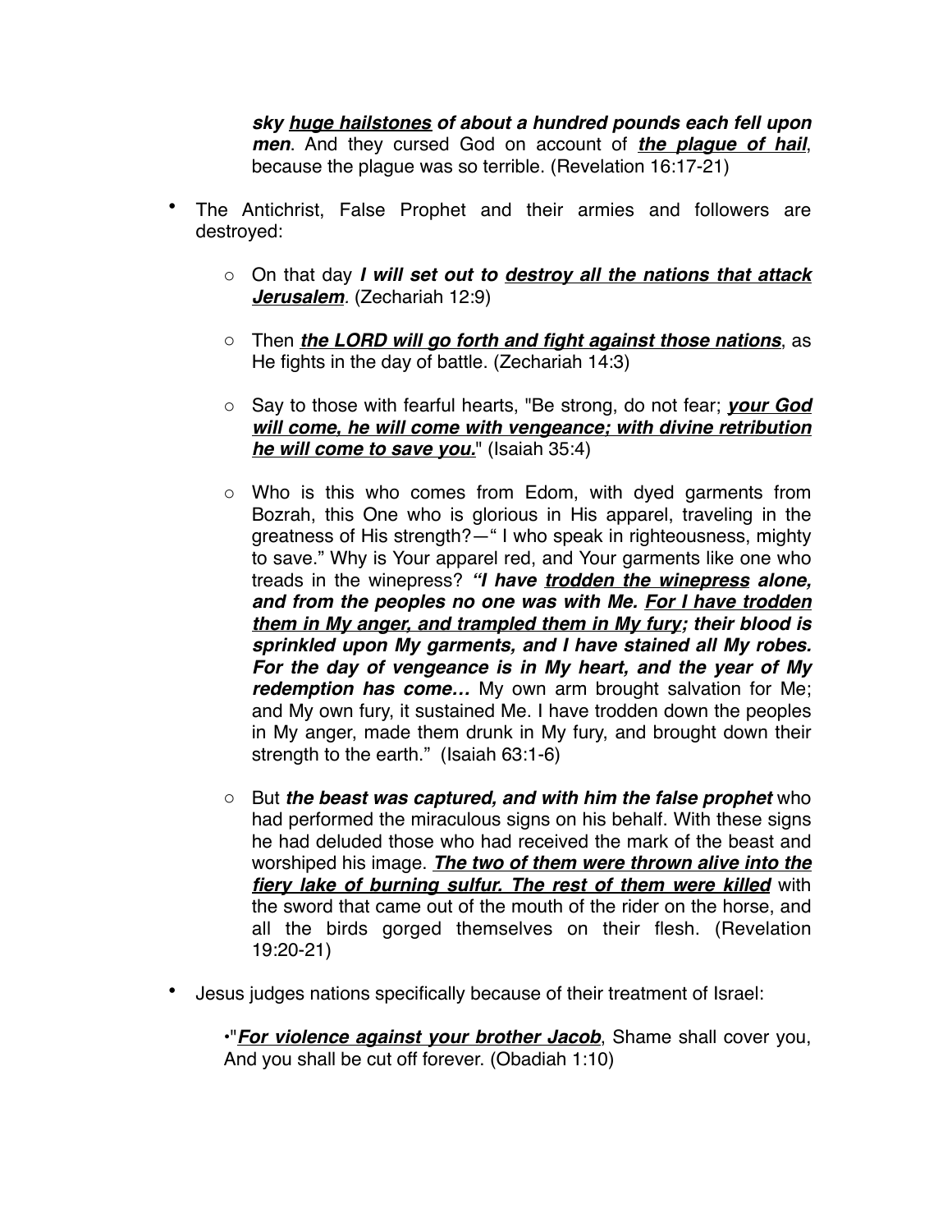***sky <u>huge hailstones</u> of about a hundred pounds each fell upon men***. And they cursed God on account of ***<u>the plague of hail</u>***, because the plague was so terrible. (Revelation 16:17-21)

- The Antichrist, False Prophet and their armies and followers are destroyed:

    - On that day ***I will set out to <u>destroy all the nations that attack Jerusalem</u>***. (Zechariah 12:9)

    - Then ***<u>the LORD will go forth and fight against those nations</u>***, as He fights in the day of battle. (Zechariah 14:3)

    - Say to those with fearful hearts, "Be strong, do not fear; ***<u>your God will come, he will come with vengeance; with divine retribution he will come to save you.</u>***" (Isaiah 35:4)

    - Who is this who comes from Edom, with dyed garments from Bozrah, this One who is glorious in His apparel, traveling in the greatness of His strength?—" I who speak in righteousness, mighty to save." Why is Your apparel red, and Your garments like one who treads in the winepress? ***"I have <u>trodden the winepress</u> alone, and from the peoples no one was with Me. <u>For I have trodden them in My anger, and trampled them in My fury</u>; their blood is sprinkled upon My garments, and I have stained all My robes. For the day of vengeance is in My heart, and the year of My redemption has come…*** My own arm brought salvation for Me; and My own fury, it sustained Me. I have trodden down the peoples in My anger, made them drunk in My fury, and brought down their strength to the earth." (Isaiah 63:1-6)

    - But ***the beast was captured, and with him the false prophet*** who had performed the miraculous signs on his behalf. With these signs he had deluded those who had received the mark of the beast and worshiped his image. ***<u>The two of them were thrown alive into the fiery lake of burning sulfur. The rest of them were killed</u>*** with the sword that came out of the mouth of the rider on the horse, and all the birds gorged themselves on their flesh. (Revelation 19:20-21)

- Jesus judges nations specifically because of their treatment of Israel:

    •"***<u>For violence against your brother Jacob</u>***, Shame shall cover you, And you shall be cut off forever. (Obadiah 1:10)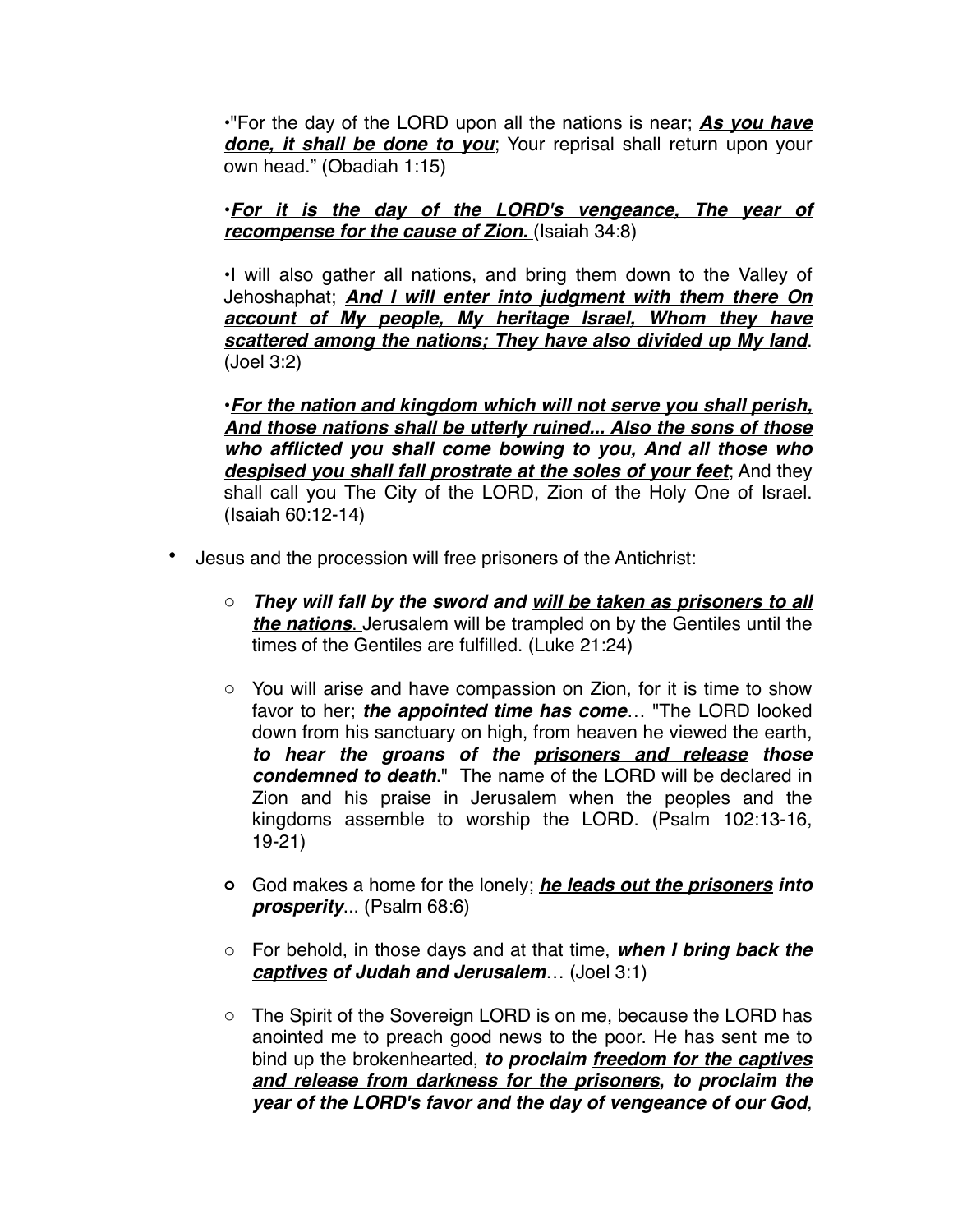•"For the day of the LORD upon all the nations is near; ***<u>As you have done, it shall be done to you</u>***; Your reprisal shall return upon your own head." (Obadiah 1:15)

•***<u>For it is the day of the LORD's vengeance, The year of recompense for the cause of Zion.</u>*** (Isaiah 34:8)

•I will also gather all nations, and bring them down to the Valley of Jehoshaphat; ***<u>And I will enter into judgment with them there On account of My people, My heritage Israel, Whom they have scattered among the nations; They have also divided up My land</u>***. (Joel 3:2)

•***<u>For the nation and kingdom which will not serve you shall perish, And those nations shall be utterly ruined... Also the sons of those who afflicted you shall come bowing to you, And all those who despised you shall fall prostrate at the soles of your feet</u>***; And they shall call you The City of the LORD, Zion of the Holy One of Israel. (Isaiah 60:12-14)

- Jesus and the procession will free prisoners of the Antichrist:
    - ***They will fall by the sword and <u>will be taken as prisoners to all the nations</u>***. Jerusalem will be trampled on by the Gentiles until the times of the Gentiles are fulfilled. (Luke 21:24)
    - You will arise and have compassion on Zion, for it is time to show favor to her; ***the appointed time has come***… "The LORD looked down from his sanctuary on high, from heaven he viewed the earth, ***to hear the groans of the <u>prisoners and release</u> those condemned to death***." The name of the LORD will be declared in Zion and his praise in Jerusalem when the peoples and the kingdoms assemble to worship the LORD. (Psalm 102:13-16, 19-21)
    - God makes a home for the lonely; ***<u>he leads out the prisoners</u> into prosperity***... (Psalm 68:6)
    - For behold, in those days and at that time, ***when I bring back <u>the captives</u> of Judah and Jerusalem***… (Joel 3:1)
    - The Spirit of the Sovereign LORD is on me, because the LORD has anointed me to preach good news to the poor. He has sent me to bind up the brokenhearted, ***to proclaim <u>freedom for the captives and release from darkness for the prisoners</u>, to proclaim the year of the LORD's favor and the day of vengeance of our God***,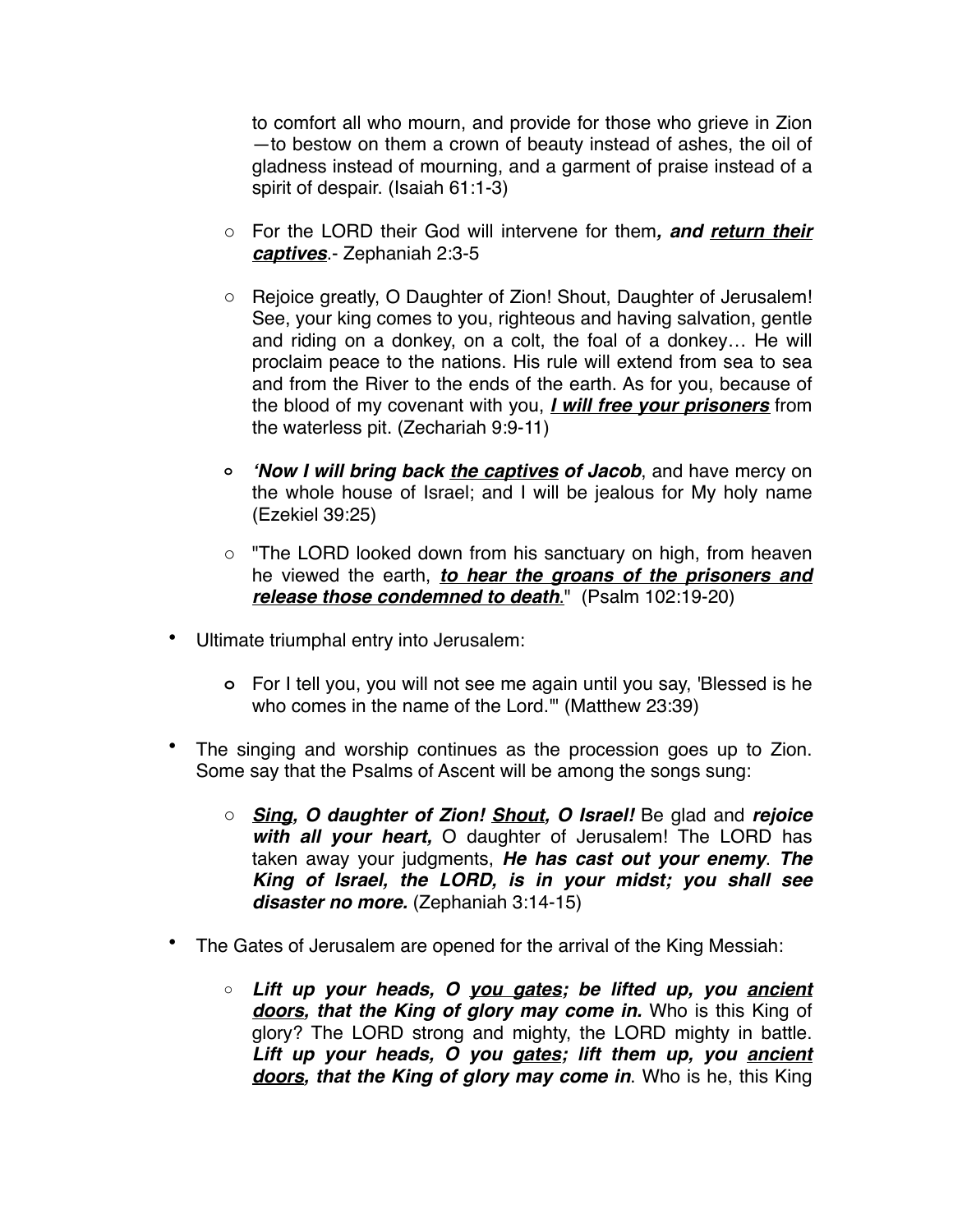to comfort all who mourn, and provide for those who grieve in Zion —to bestow on them a crown of beauty instead of ashes, the oil of gladness instead of mourning, and a garment of praise instead of a spirit of despair. (Isaiah 61:1-3)

    - For the LORD their God will intervene for them***, and <u>return their captives</u>***.- Zephaniah 2:3-5
    - Rejoice greatly, O Daughter of Zion! Shout, Daughter of Jerusalem! See, your king comes to you, righteous and having salvation, gentle and riding on a donkey, on a colt, the foal of a donkey… He will proclaim peace to the nations. His rule will extend from sea to sea and from the River to the ends of the earth. As for you, because of the blood of my covenant with you, ***<u>I will free your prisoners</u>*** from the waterless pit. (Zechariah 9:9-11)
    - ***'Now I will bring back <u>the captives</u> of Jacob***, and have mercy on the whole house of Israel; and I will be jealous for My holy name (Ezekiel 39:25)
    - "The LORD looked down from his sanctuary on high, from heaven he viewed the earth, ***<u>to hear the groans of the prisoners and release those condemned to death</u>***." (Psalm 102:19-20)

- Ultimate triumphal entry into Jerusalem:
    - For I tell you, you will not see me again until you say, 'Blessed is he who comes in the name of the Lord.'" (Matthew 23:39)
- The singing and worship continues as the procession goes up to Zion. Some say that the Psalms of Ascent will be among the songs sung:
    - ***<u>Sing</u>, O daughter of Zion! <u>Shout</u>, O Israel!*** Be glad and ***rejoice with all your heart,*** O daughter of Jerusalem! The LORD has taken away your judgments, ***He has cast out your enemy***. ***The King of Israel, the LORD, is in your midst; you shall see disaster no more.*** (Zephaniah 3:14-15)
- The Gates of Jerusalem are opened for the arrival of the King Messiah:
    - ***Lift up your heads, O <u>you gates</u>; be lifted up, you <u>ancient doors</u>, that the King of glory may come in.*** Who is this King of glory? The LORD strong and mighty, the LORD mighty in battle. ***Lift up your heads, O you <u>gates</u>; lift them up, you <u>ancient doors</u>, that the King of glory may come in***. Who is he, this King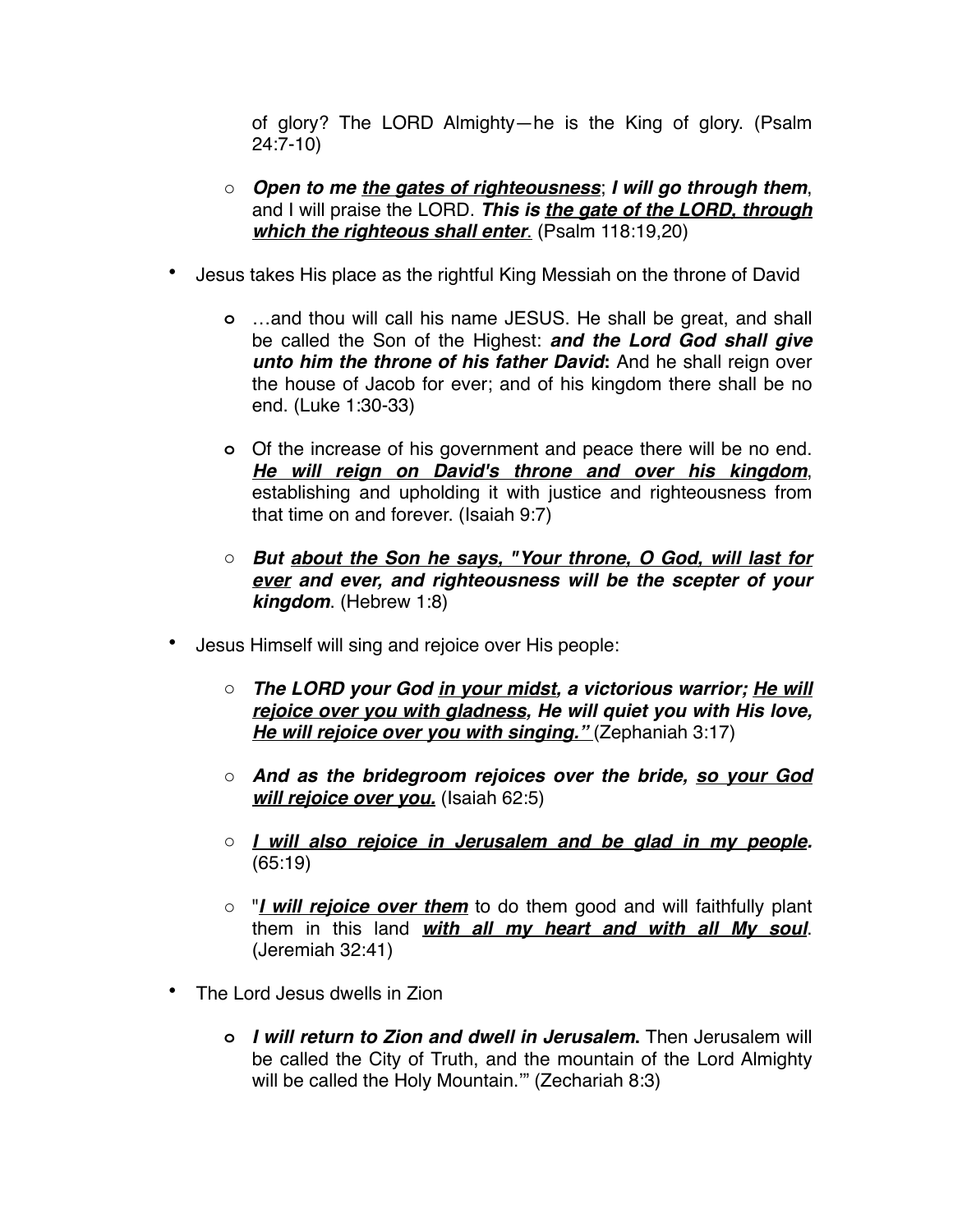of glory? The LORD Almighty—he is the King of glory. (Psalm 24:7-10)

  - ***Open to me <u>the gates of righteousness</u>***; ***I will go through them***, and I will praise the LORD. ***This is <u>the gate of the LORD, through which the righteous shall enter</u>***. (Psalm 118:19,20)

- Jesus takes His place as the rightful King Messiah on the throne of David

  - …and thou will call his name JESUS. He shall be great, and shall be called the Son of the Highest: ***and the Lord God shall give unto him the throne of his father David*****:** And he shall reign over the house of Jacob for ever; and of his kingdom there shall be no end. (Luke 1:30-33)

  - Of the increase of his government and peace there will be no end. ***<u>He will reign on David's throne and over his kingdom</u>***, establishing and upholding it with justice and righteousness from that time on and forever. (Isaiah 9:7)

  - ***But <u>about the Son he says, "Your throne, O God, will last for ever</u> and ever, and righteousness will be the scepter of your kingdom***. (Hebrew 1:8)

- Jesus Himself will sing and rejoice over His people:

  - ***The LORD your God <u>in your midst</u>, a victorious warrior; <u>He will rejoice over you with gladness</u>, He will quiet you with His love, <u>He will rejoice over you with singing."</u>*** (Zephaniah 3:17)

  - ***And as the bridegroom rejoices over the bride, <u>so your God will rejoice over you.</u>*** (Isaiah 62:5)

  - ***<u>I will also rejoice in Jerusalem and be glad in my people</u>.*** (65:19)

  - "***<u>I will rejoice over them</u>*** to do them good and will faithfully plant them in this land ***<u>with all my heart and with all My soul</u>***. (Jeremiah 32:41)

- The Lord Jesus dwells in Zion

  - ***I will return to Zion and dwell in Jerusalem*****.** Then Jerusalem will be called the City of Truth, and the mountain of the Lord Almighty will be called the Holy Mountain.'" (Zechariah 8:3)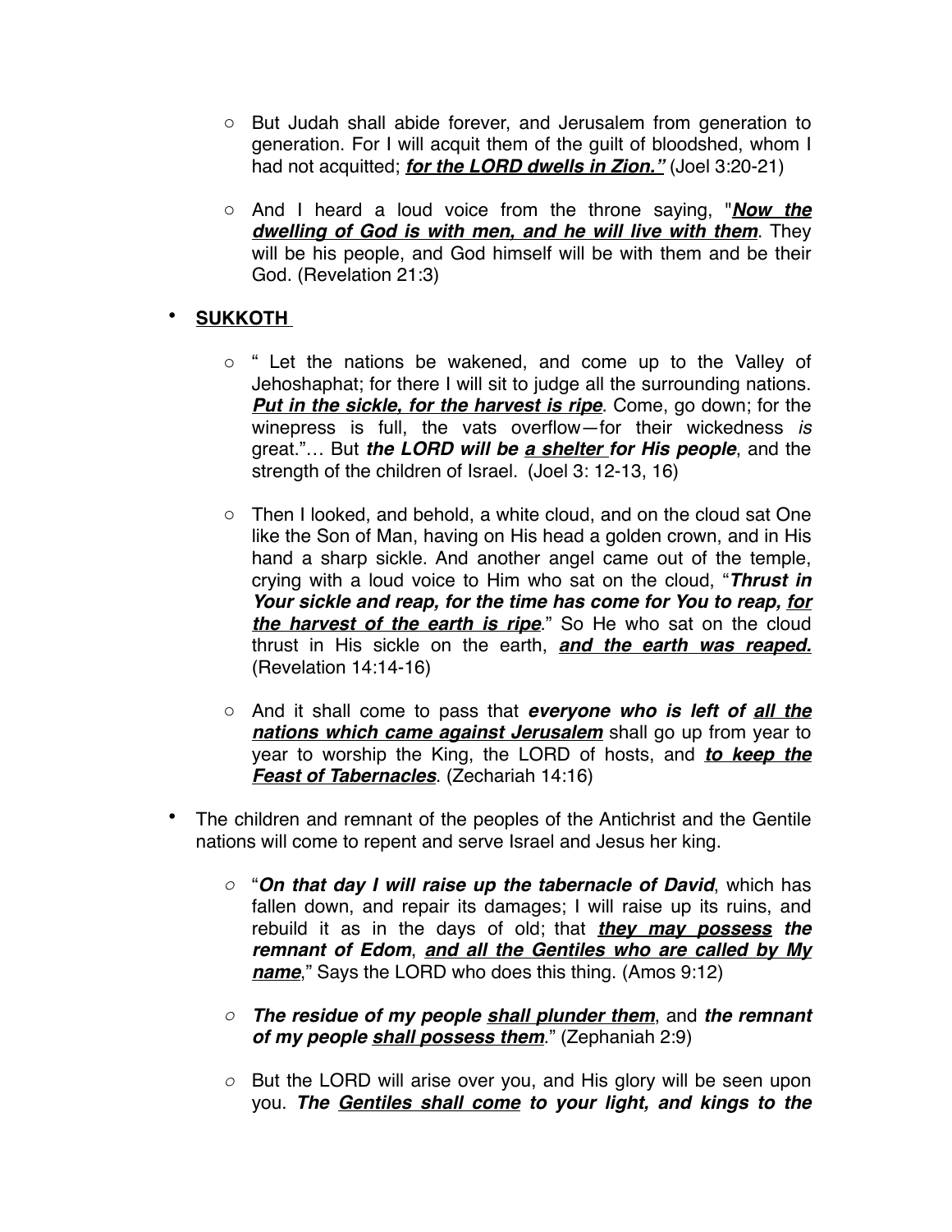- But Judah shall abide forever, and Jerusalem from generation to generation. For I will acquit them of the guilt of bloodshed, whom I had not acquitted; ***<u>for the LORD dwells in Zion.”</u>*** (Joel 3:20-21)

- And I heard a loud voice from the throne saying, "***<u>Now the dwelling of God is with men, and he will live with them</u>***. They will be his people, and God himself will be with them and be their God. (Revelation 21:3)

- **<u>SUKKOTH</u>**

  - “ Let the nations be wakened, and come up to the Valley of Jehoshaphat; for there I will sit to judge all the surrounding nations. ***<u>Put in the sickle, for the harvest is ripe</u>***. Come, go down; for the winepress is full, the vats overflow—for their wickedness *is* great.”… But ***the LORD will be <u>a shelter</u> for His people***, and the strength of the children of Israel. (Joel 3: 12-13, 16)

  - Then I looked, and behold, a white cloud, and on the cloud sat One like the Son of Man, having on His head a golden crown, and in His hand a sharp sickle. And another angel came out of the temple, crying with a loud voice to Him who sat on the cloud, “***Thrust in Your sickle and reap, for the time has come for You to reap, <u>for the harvest of the earth is ripe</u>***.” So He who sat on the cloud thrust in His sickle on the earth, ***<u>and the earth was reaped.</u>*** (Revelation 14:14-16)

  - And it shall come to pass that ***everyone who is left of <u>all the nations which came against Jerusalem</u>*** shall go up from year to year to worship the King, the LORD of hosts, and ***<u>to keep the Feast of Tabernacles</u>***. (Zechariah 14:16)

- The children and remnant of the peoples of the Antichrist and the Gentile nations will come to repent and serve Israel and Jesus her king.

  - “***On that day I will raise up the tabernacle of David***, which has fallen down, and repair its damages; I will raise up its ruins, and rebuild it as in the days of old; that ***<u>they may possess</u> the remnant of Edom***, ***<u>and all the Gentiles who are called by My name</u>***,” Says the LORD who does this thing. (Amos 9:12)

  - ***The residue of my people <u>shall plunder them</u>***, and ***the remnant of my people <u>shall possess them</u>***.” (Zephaniah 2:9)

  - But the LORD will arise over you, and His glory will be seen upon you. ***The <u>Gentiles shall come</u> to your light, and kings to the***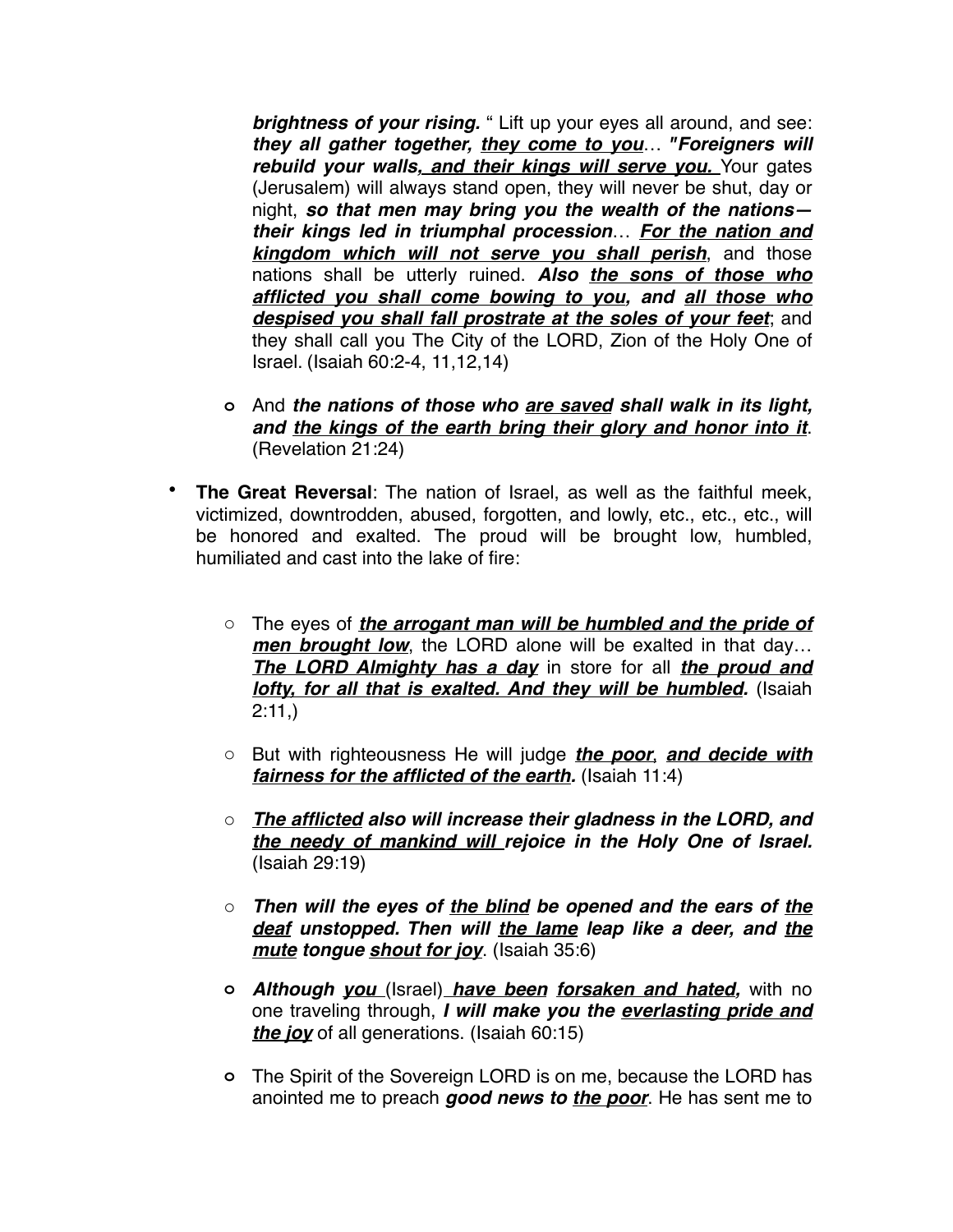***brightness of your rising.*** " Lift up your eyes all around, and see: ***they all gather together, <u>they come to you</u>***… ***"Foreigners will rebuild your walls<u>, and their kings will serve you.</u>*** Your gates (Jerusalem) will always stand open, they will never be shut, day or night, ***so that men may bring you the wealth of the nations—their kings led in triumphal procession***… ***<u>For the nation and kingdom which will not serve you shall perish</u>***, and those nations shall be utterly ruined. ***Also <u>the sons of those who afflicted you shall come bowing to you,</u> and <u>all those who despised you shall fall prostrate at the soles of your feet</u>***; and they shall call you The City of the LORD, Zion of the Holy One of Israel. (Isaiah 60:2-4, 11,12,14)

- And ***the nations of those who <u>are saved</u> shall walk in its light, and <u>the kings of the earth bring their glory and honor into it</u>***. (Revelation 21:24)

- **The Great Reversal**: The nation of Israel, as well as the faithful meek, victimized, downtrodden, abused, forgotten, and lowly, etc., etc., etc., will be honored and exalted. The proud will be brought low, humbled, humiliated and cast into the lake of fire:

  - The eyes of ***<u>the arrogant man will be humbled and the pride of men brought low</u>***, the LORD alone will be exalted in that day… ***<u>The LORD Almighty has a day</u>*** in store for all ***<u>the proud and lofty, for all that is exalted. And they will be humbled.</u>*** (Isaiah 2:11,)

  - But with righteousness He will judge ***<u>the poor</u>***, ***<u>and decide with fairness for the afflicted of the earth</u>.*** (Isaiah 11:4)

  - ***<u>The afflicted</u> also will increase their gladness in the LORD, and <u>the needy of mankind will</u> rejoice in the Holy One of Israel.*** (Isaiah 29:19)

  - ***Then will the eyes of <u>the blind</u> be opened and the ears of <u>the deaf</u> unstopped. Then will <u>the lame</u> leap like a deer, and <u>the mute</u> tongue <u>shout for joy</u>***. (Isaiah 35:6)

  - ***Although <u>you</u>*** (Israel) ***<u>have been</u> <u>forsaken and hated,</u>*** with no one traveling through, ***I will make you the <u>everlasting pride and the joy</u>*** of all generations. (Isaiah 60:15)

  - The Spirit of the Sovereign LORD is on me, because the LORD has anointed me to preach ***good news to <u>the poor</u>***. He has sent me to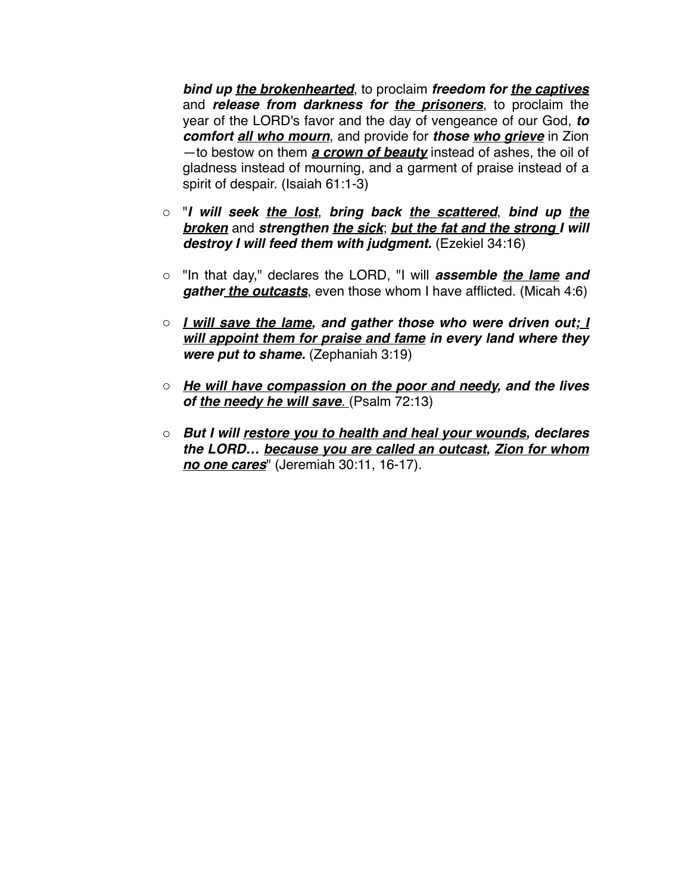***bind up*** ***__the brokenhearted__***, to proclaim ***freedom for*** ***__the captives__*** and ***release from darkness for*** ***__the prisoners__***, to proclaim the year of the LORD's favor and the day of vengeance of our God, ***to comfort*** ***__all who mourn__***, and provide for ***those*** ***__who grieve__*** in Zion —to bestow on them ***__a crown of beauty__*** instead of ashes, the oil of gladness instead of mourning, and a garment of praise instead of a spirit of despair. (Isaiah 61:1-3)

- "***I will seek*** ***__the lost__***, ***bring back*** ***__the scattered__***, ***bind up*** ***__the broken__*** and ***strengthen*** ***__the sick__***; ***__but the fat and the strong__*** ***I will destroy I will feed them with judgment.*** (Ezekiel 34:16)

- "In that day," declares the LORD, "I will ***assemble*** ***__the lame__*** ***and gather*** ***__the outcasts__***, even those whom I have afflicted. (Micah 4:6)

- ***__I will save the lame__***, ***and gather those who were driven out***; ***__I will appoint them for praise and fame__*** ***in every land where they were put to shame.*** (Zephaniah 3:19)

- ***__He will have compassion on the poor and needy,__*** ***and the lives of*** ***__the needy he will save__***. (Psalm 72:13)

- ***But I will*** ***__restore you to health and heal your wounds__***, ***declares the LORD…*** ***__because you are called an outcast__***, ***__Zion for whom no one cares__***" (Jeremiah 30:11, 16-17).